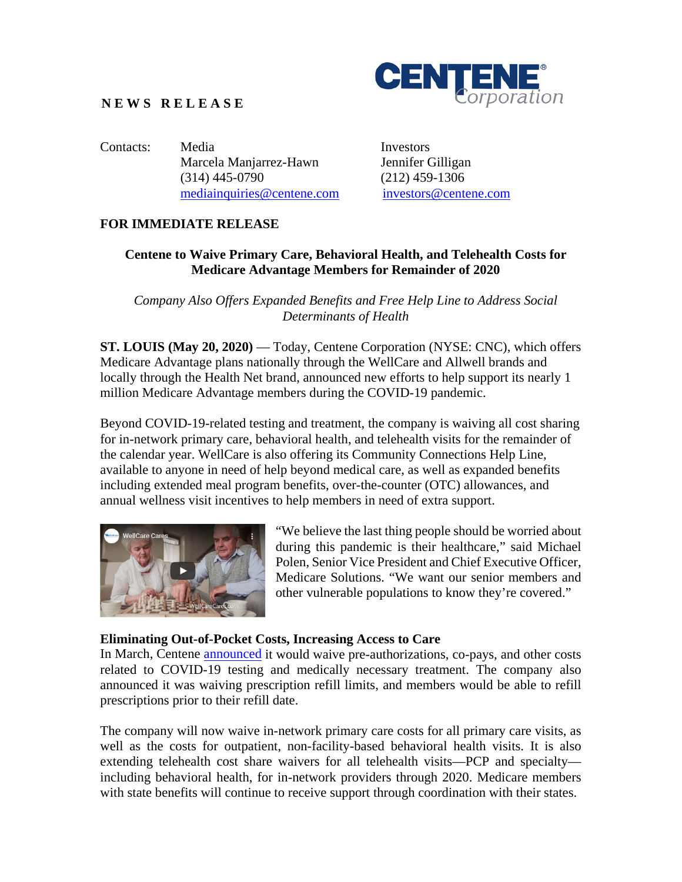**NEWS RELEASE**

Contacts:

| Media | Investors |
|---|---|
| Marcela Manjarrez-Hawn | Jennifer Gilligan |
| (314) 445-0790 | (212) 459-1306 |
| mediainquiries@centene.com | investors@centene.com |

**FOR IMMEDIATE RELEASE**

## Centene to Waive Primary Care, Behavioral Health, and Telehealth Costs for Medicare Advantage Members for Remainder of 2020

*Company Also Offers Expanded Benefits and Free Help Line to Address Social Determinants of Health*

**ST. LOUIS (May 20, 2020)** — Today, Centene Corporation (NYSE: CNC), which offers Medicare Advantage plans nationally through the WellCare and Allwell brands and locally through the Health Net brand, announced new efforts to help support its nearly 1 million Medicare Advantage members during the COVID-19 pandemic.

Beyond COVID-19-related testing and treatment, the company is waiving all cost sharing for in-network primary care, behavioral health, and telehealth visits for the remainder of the calendar year. WellCare is also offering its Community Connections Help Line, available to anyone in need of help beyond medical care, as well as expanded benefits including extended meal program benefits, over-the-counter (OTC) allowances, and annual wellness visit incentives to help members in need of extra support.

"We believe the last thing people should be worried about during this pandemic is their healthcare," said Michael Polen, Senior Vice President and Chief Executive Officer, Medicare Solutions. "We want our senior members and other vulnerable populations to know they're covered."

**Eliminating Out-of-Pocket Costs, Increasing Access to Care**

In March, Centene announced it would waive pre-authorizations, co-pays, and other costs related to COVID-19 testing and medically necessary treatment. The company also announced it was waiving prescription refill limits, and members would be able to refill prescriptions prior to their refill date.

The company will now waive in-network primary care costs for all primary care visits, as well as the costs for outpatient, non-facility-based behavioral health visits. It is also extending telehealth cost share waivers for all telehealth visits—PCP and specialty—including behavioral health, for in-network providers through 2020. Medicare members with state benefits will continue to receive support through coordination with their states.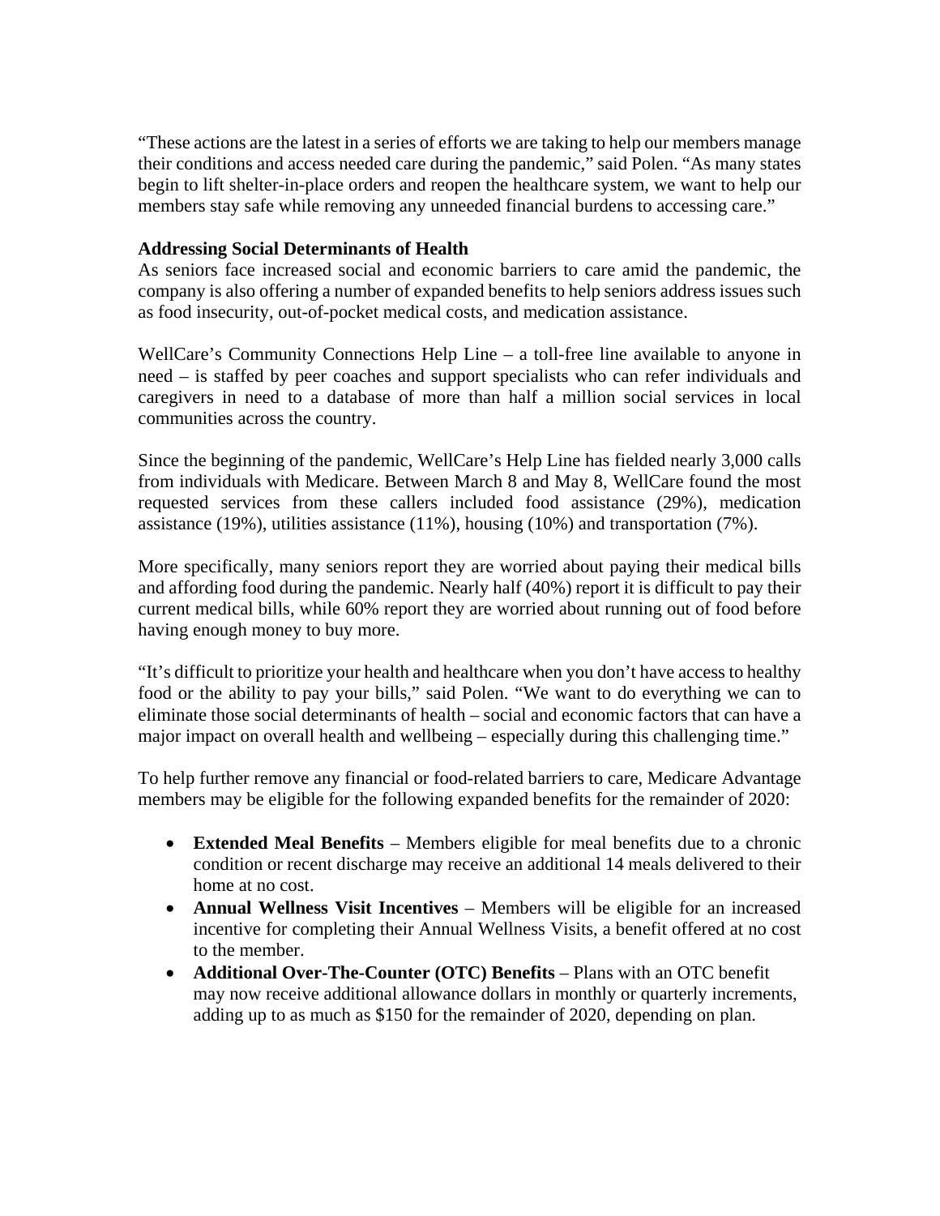“These actions are the latest in a series of efforts we are taking to help our members manage their conditions and access needed care during the pandemic,” said Polen. “As many states begin to lift shelter-in-place orders and reopen the healthcare system, we want to help our members stay safe while removing any unneeded financial burdens to accessing care.”

**Addressing Social Determinants of Health**

As seniors face increased social and economic barriers to care amid the pandemic, the company is also offering a number of expanded benefits to help seniors address issues such as food insecurity, out-of-pocket medical costs, and medication assistance.

WellCare’s Community Connections Help Line – a toll-free line available to anyone in need – is staffed by peer coaches and support specialists who can refer individuals and caregivers in need to a database of more than half a million social services in local communities across the country.

Since the beginning of the pandemic, WellCare’s Help Line has fielded nearly 3,000 calls from individuals with Medicare. Between March 8 and May 8, WellCare found the most requested services from these callers included food assistance (29%), medication assistance (19%), utilities assistance (11%), housing (10%) and transportation (7%).

More specifically, many seniors report they are worried about paying their medical bills and affording food during the pandemic. Nearly half (40%) report it is difficult to pay their current medical bills, while 60% report they are worried about running out of food before having enough money to buy more.

“It’s difficult to prioritize your health and healthcare when you don’t have access to healthy food or the ability to pay your bills,” said Polen. “We want to do everything we can to eliminate those social determinants of health – social and economic factors that can have a major impact on overall health and wellbeing – especially during this challenging time.”

To help further remove any financial or food-related barriers to care, Medicare Advantage members may be eligible for the following expanded benefits for the remainder of 2020:

- **Extended Meal Benefits** – Members eligible for meal benefits due to a chronic condition or recent discharge may receive an additional 14 meals delivered to their home at no cost.
- **Annual Wellness Visit Incentives** – Members will be eligible for an increased incentive for completing their Annual Wellness Visits, a benefit offered at no cost to the member.
- **Additional Over-The-Counter (OTC) Benefits** – Plans with an OTC benefit may now receive additional allowance dollars in monthly or quarterly increments, adding up to as much as $150 for the remainder of 2020, depending on plan.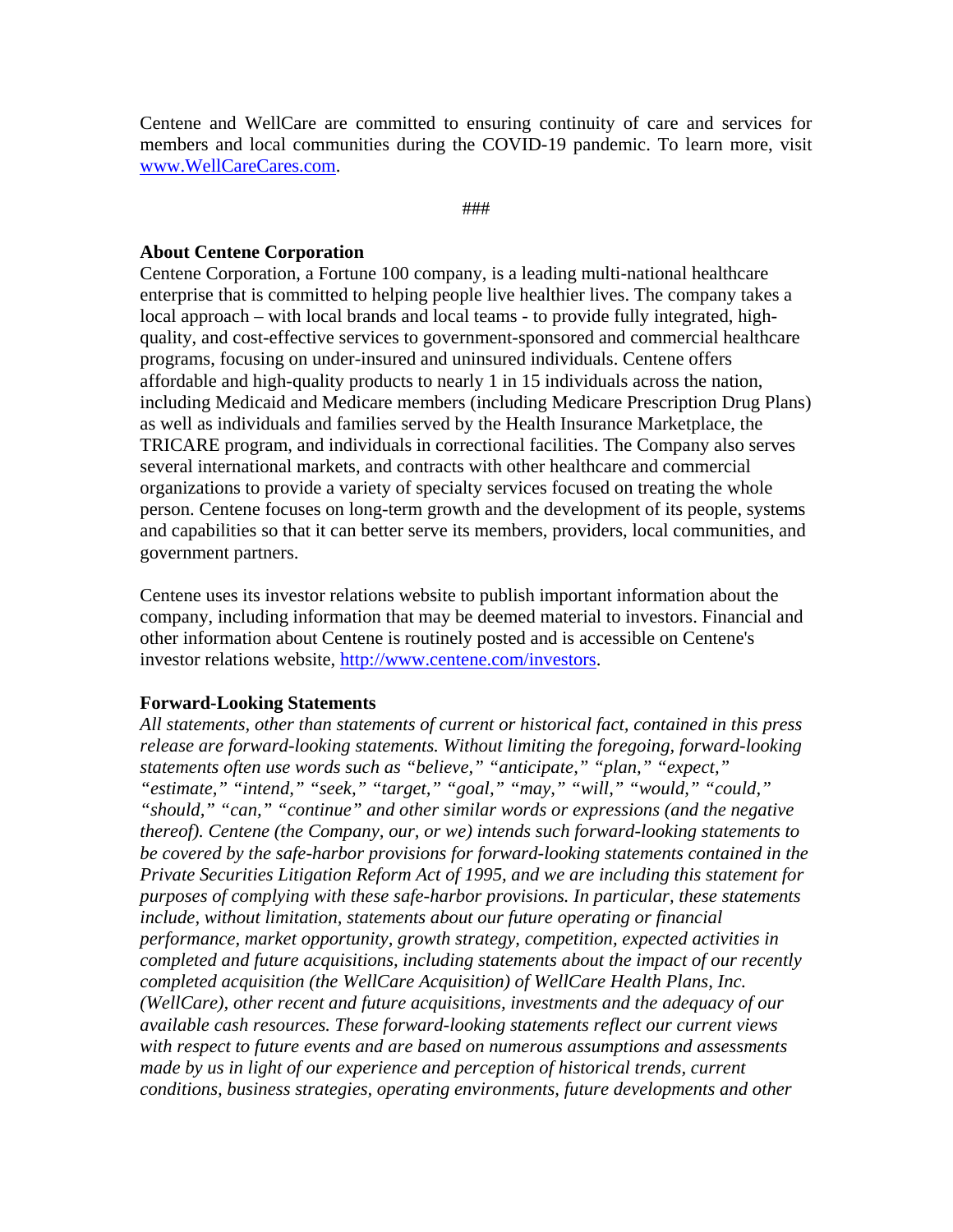Centene and WellCare are committed to ensuring continuity of care and services for members and local communities during the COVID-19 pandemic. To learn more, visit www.WellCareCares.com.

###

**About Centene Corporation**

Centene Corporation, a Fortune 100 company, is a leading multi-national healthcare enterprise that is committed to helping people live healthier lives. The company takes a local approach – with local brands and local teams - to provide fully integrated, high-quality, and cost-effective services to government-sponsored and commercial healthcare programs, focusing on under-insured and uninsured individuals. Centene offers affordable and high-quality products to nearly 1 in 15 individuals across the nation, including Medicaid and Medicare members (including Medicare Prescription Drug Plans) as well as individuals and families served by the Health Insurance Marketplace, the TRICARE program, and individuals in correctional facilities. The Company also serves several international markets, and contracts with other healthcare and commercial organizations to provide a variety of specialty services focused on treating the whole person. Centene focuses on long-term growth and the development of its people, systems and capabilities so that it can better serve its members, providers, local communities, and government partners.

Centene uses its investor relations website to publish important information about the company, including information that may be deemed material to investors. Financial and other information about Centene is routinely posted and is accessible on Centene's investor relations website, http://www.centene.com/investors.

**Forward-Looking Statements**

*All statements, other than statements of current or historical fact, contained in this press release are forward-looking statements. Without limiting the foregoing, forward-looking statements often use words such as "believe," "anticipate," "plan," "expect," "estimate," "intend," "seek," "target," "goal," "may," "will," "would," "could," "should," "can," "continue" and other similar words or expressions (and the negative thereof). Centene (the Company, our, or we) intends such forward-looking statements to be covered by the safe-harbor provisions for forward-looking statements contained in the Private Securities Litigation Reform Act of 1995, and we are including this statement for purposes of complying with these safe-harbor provisions. In particular, these statements include, without limitation, statements about our future operating or financial performance, market opportunity, growth strategy, competition, expected activities in completed and future acquisitions, including statements about the impact of our recently completed acquisition (the WellCare Acquisition) of WellCare Health Plans, Inc. (WellCare), other recent and future acquisitions, investments and the adequacy of our available cash resources. These forward-looking statements reflect our current views with respect to future events and are based on numerous assumptions and assessments made by us in light of our experience and perception of historical trends, current conditions, business strategies, operating environments, future developments and other*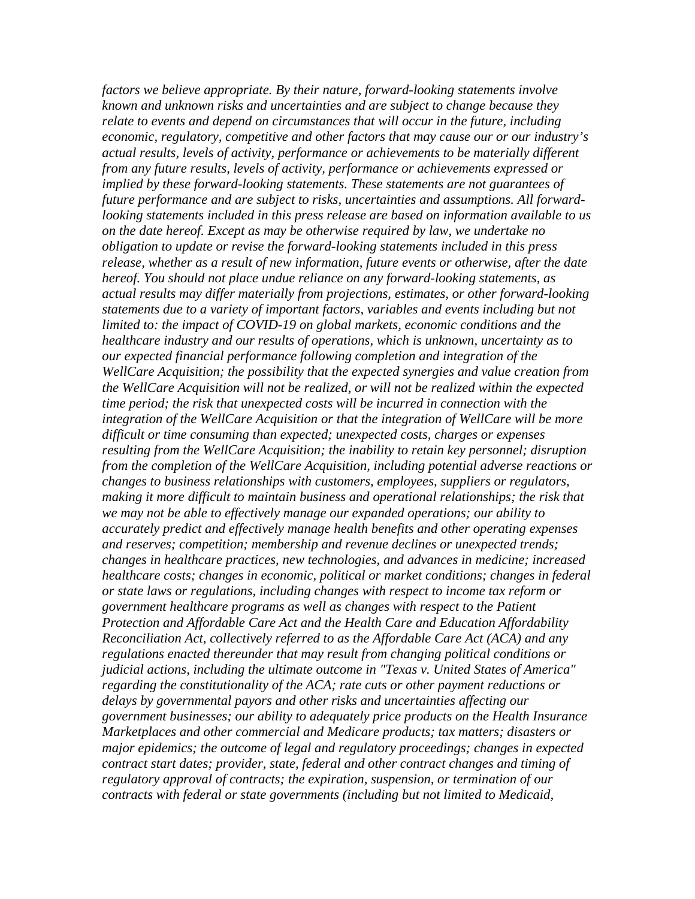*factors we believe appropriate. By their nature, forward-looking statements involve known and unknown risks and uncertainties and are subject to change because they relate to events and depend on circumstances that will occur in the future, including economic, regulatory, competitive and other factors that may cause our or our industry's actual results, levels of activity, performance or achievements to be materially different from any future results, levels of activity, performance or achievements expressed or implied by these forward-looking statements. These statements are not guarantees of future performance and are subject to risks, uncertainties and assumptions. All forward-looking statements included in this press release are based on information available to us on the date hereof. Except as may be otherwise required by law, we undertake no obligation to update or revise the forward-looking statements included in this press release, whether as a result of new information, future events or otherwise, after the date hereof. You should not place undue reliance on any forward-looking statements, as actual results may differ materially from projections, estimates, or other forward-looking statements due to a variety of important factors, variables and events including but not limited to: the impact of COVID-19 on global markets, economic conditions and the healthcare industry and our results of operations, which is unknown, uncertainty as to our expected financial performance following completion and integration of the WellCare Acquisition; the possibility that the expected synergies and value creation from the WellCare Acquisition will not be realized, or will not be realized within the expected time period; the risk that unexpected costs will be incurred in connection with the integration of the WellCare Acquisition or that the integration of WellCare will be more difficult or time consuming than expected; unexpected costs, charges or expenses resulting from the WellCare Acquisition; the inability to retain key personnel; disruption from the completion of the WellCare Acquisition, including potential adverse reactions or changes to business relationships with customers, employees, suppliers or regulators, making it more difficult to maintain business and operational relationships; the risk that we may not be able to effectively manage our expanded operations; our ability to accurately predict and effectively manage health benefits and other operating expenses and reserves; competition; membership and revenue declines or unexpected trends; changes in healthcare practices, new technologies, and advances in medicine; increased healthcare costs; changes in economic, political or market conditions; changes in federal or state laws or regulations, including changes with respect to income tax reform or government healthcare programs as well as changes with respect to the Patient Protection and Affordable Care Act and the Health Care and Education Affordability Reconciliation Act, collectively referred to as the Affordable Care Act (ACA) and any regulations enacted thereunder that may result from changing political conditions or judicial actions, including the ultimate outcome in "Texas v. United States of America" regarding the constitutionality of the ACA; rate cuts or other payment reductions or delays by governmental payors and other risks and uncertainties affecting our government businesses; our ability to adequately price products on the Health Insurance Marketplaces and other commercial and Medicare products; tax matters; disasters or major epidemics; the outcome of legal and regulatory proceedings; changes in expected contract start dates; provider, state, federal and other contract changes and timing of regulatory approval of contracts; the expiration, suspension, or termination of our contracts with federal or state governments (including but not limited to Medicaid,*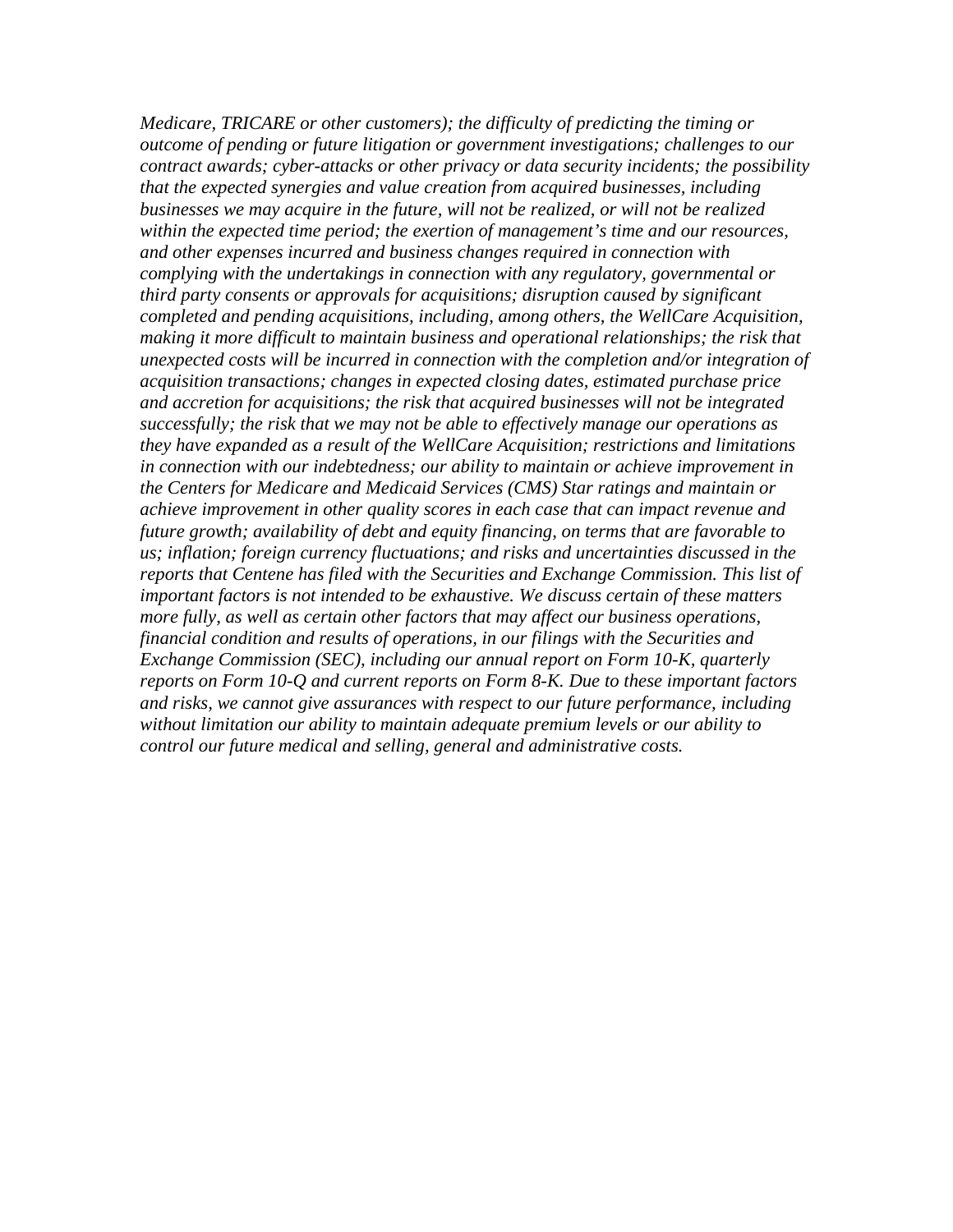*Medicare, TRICARE or other customers); the difficulty of predicting the timing or outcome of pending or future litigation or government investigations; challenges to our contract awards; cyber-attacks or other privacy or data security incidents; the possibility that the expected synergies and value creation from acquired businesses, including businesses we may acquire in the future, will not be realized, or will not be realized within the expected time period; the exertion of management's time and our resources, and other expenses incurred and business changes required in connection with complying with the undertakings in connection with any regulatory, governmental or third party consents or approvals for acquisitions; disruption caused by significant completed and pending acquisitions, including, among others, the WellCare Acquisition, making it more difficult to maintain business and operational relationships; the risk that unexpected costs will be incurred in connection with the completion and/or integration of acquisition transactions; changes in expected closing dates, estimated purchase price and accretion for acquisitions; the risk that acquired businesses will not be integrated successfully; the risk that we may not be able to effectively manage our operations as they have expanded as a result of the WellCare Acquisition; restrictions and limitations in connection with our indebtedness; our ability to maintain or achieve improvement in the Centers for Medicare and Medicaid Services (CMS) Star ratings and maintain or achieve improvement in other quality scores in each case that can impact revenue and future growth; availability of debt and equity financing, on terms that are favorable to us; inflation; foreign currency fluctuations; and risks and uncertainties discussed in the reports that Centene has filed with the Securities and Exchange Commission. This list of important factors is not intended to be exhaustive. We discuss certain of these matters more fully, as well as certain other factors that may affect our business operations, financial condition and results of operations, in our filings with the Securities and Exchange Commission (SEC), including our annual report on Form 10-K, quarterly reports on Form 10-Q and current reports on Form 8-K. Due to these important factors and risks, we cannot give assurances with respect to our future performance, including without limitation our ability to maintain adequate premium levels or our ability to control our future medical and selling, general and administrative costs.*